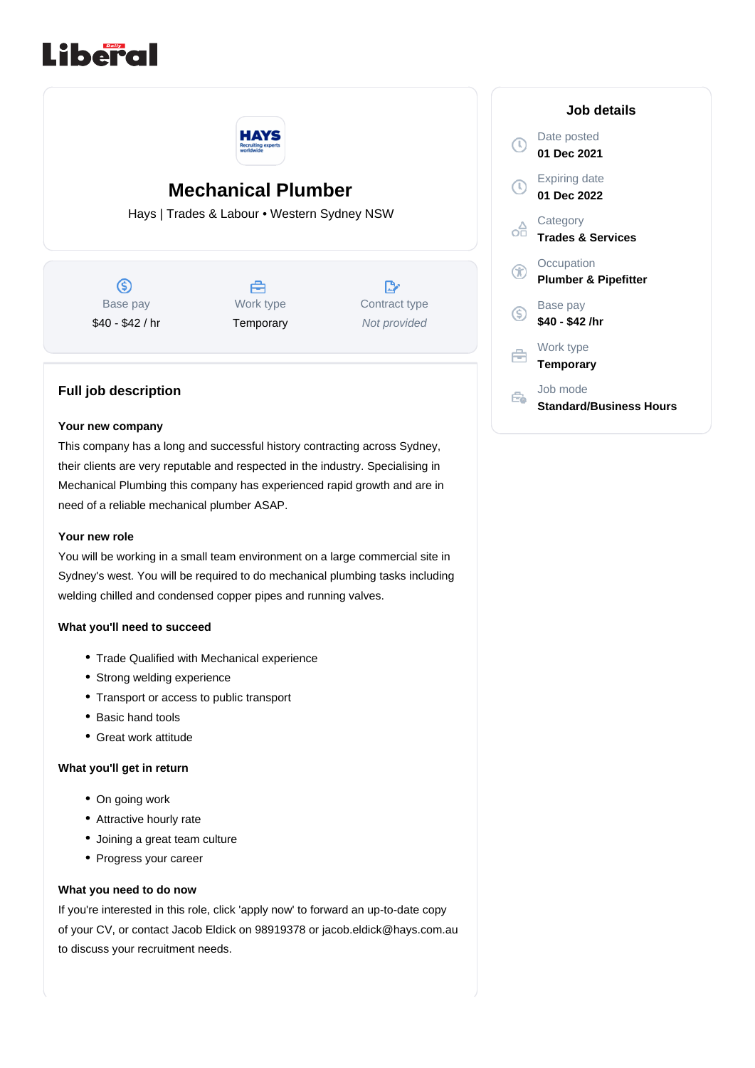# Mechanical Plumber

Hays | Trades & Labour • Western Sydney NSW

| Base pay | Work type | Contract type |
| --- | --- | --- |
| $40 - $42 / hr | Temporary | *Not provided* |

## Job details

Date posted
**01 Dec 2021**

Expiring date
**01 Dec 2022**

Category
**Trades & Services**

Occupation
**Plumber & Pipefitter**

Base pay
**$40 - $42 /hr**

Work type
**Temporary**

Job mode
**Standard/Business Hours**

## Full job description

**Your new company**

This company has a long and successful history contracting across Sydney, their clients are very reputable and respected in the industry. Specialising in Mechanical Plumbing this company has experienced rapid growth and are in need of a reliable mechanical plumber ASAP.

**Your new role**

You will be working in a small team environment on a large commercial site in Sydney's west. You will be required to do mechanical plumbing tasks including welding chilled and condensed copper pipes and running valves.

**What you'll need to succeed**

- Trade Qualified with Mechanical experience
- Strong welding experience
- Transport or access to public transport
- Basic hand tools
- Great work attitude

**What you'll get in return**

- On going work
- Attractive hourly rate
- Joining a great team culture
- Progress your career

**What you need to do now**

If you're interested in this role, click 'apply now' to forward an up-to-date copy of your CV, or contact Jacob Eldick on 98919378 or jacob.eldick@hays.com.au to discuss your recruitment needs.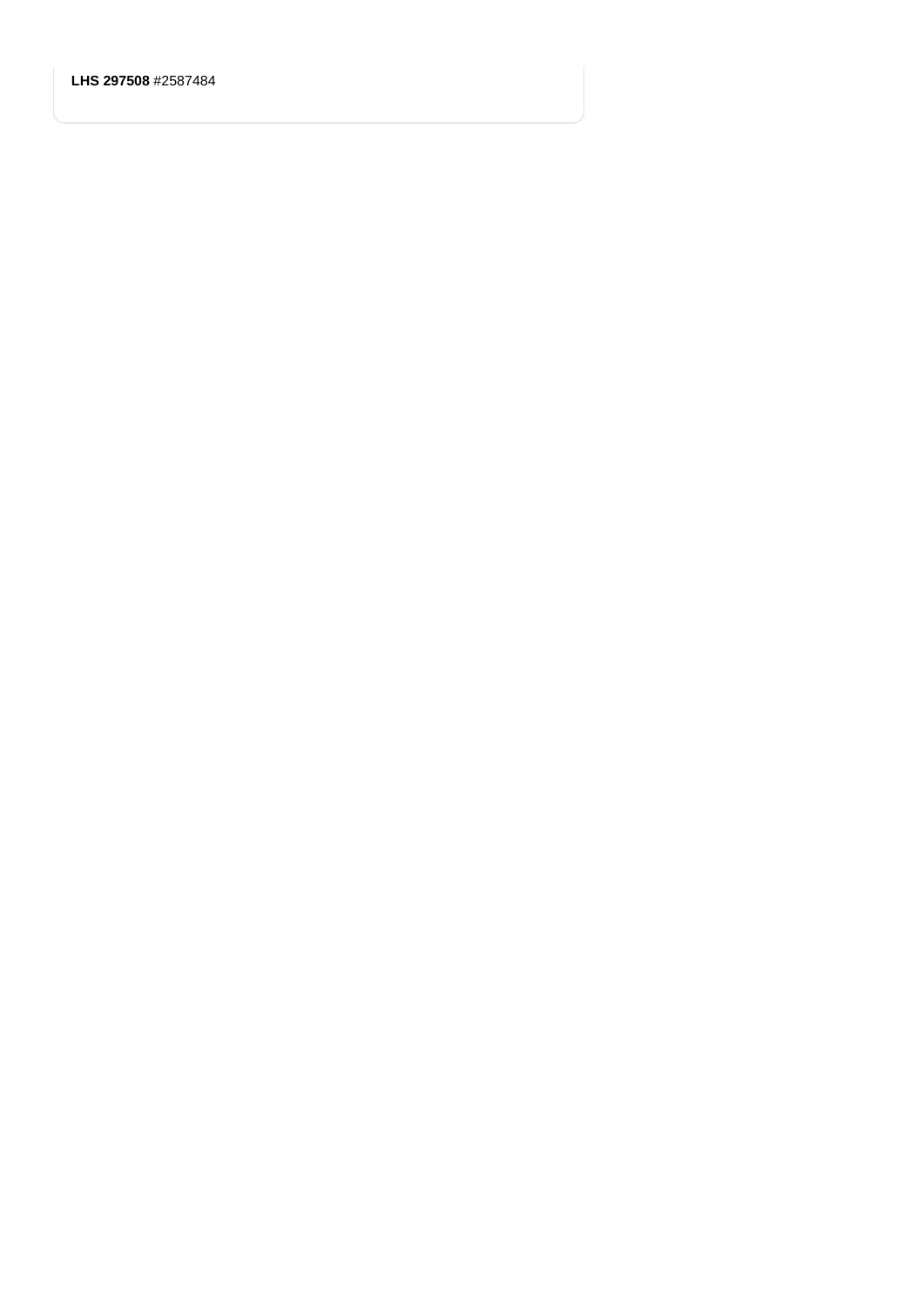**LHS 297508** #2587484